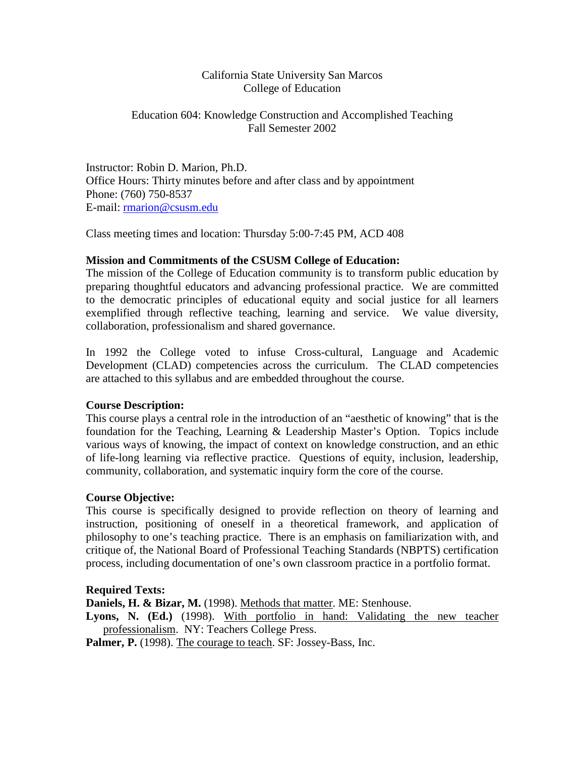California State University San Marcos
College of Education

Education 604: Knowledge Construction and Accomplished Teaching
Fall Semester 2002

Instructor: Robin D. Marion, Ph.D.
Office Hours: Thirty minutes before and after class and by appointment
Phone: (760) 750-8537
E-mail: rmarion@csusm.edu

Class meeting times and location: Thursday 5:00-7:45 PM, ACD 408

**Mission and Commitments of the CSUSM College of Education:**
The mission of the College of Education community is to transform public education by preparing thoughtful educators and advancing professional practice. We are committed to the democratic principles of educational equity and social justice for all learners exemplified through reflective teaching, learning and service. We value diversity, collaboration, professionalism and shared governance.

In 1992 the College voted to infuse Cross-cultural, Language and Academic Development (CLAD) competencies across the curriculum. The CLAD competencies are attached to this syllabus and are embedded throughout the course.

**Course Description:**
This course plays a central role in the introduction of an "aesthetic of knowing" that is the foundation for the Teaching, Learning & Leadership Master's Option. Topics include various ways of knowing, the impact of context on knowledge construction, and an ethic of life-long learning via reflective practice. Questions of equity, inclusion, leadership, community, collaboration, and systematic inquiry form the core of the course.

**Course Objective:**
This course is specifically designed to provide reflection on theory of learning and instruction, positioning of oneself in a theoretical framework, and application of philosophy to one's teaching practice. There is an emphasis on familiarization with, and critique of, the National Board of Professional Teaching Standards (NBPTS) certification process, including documentation of one's own classroom practice in a portfolio format.

**Required Texts:**
**Daniels, H. & Bizar, M.** (1998). Methods that matter. ME: Stenhouse.
**Lyons, N. (Ed.)** (1998). With portfolio in hand: Validating the new teacher professionalism. NY: Teachers College Press.
**Palmer, P.** (1998). The courage to teach. SF: Jossey-Bass, Inc.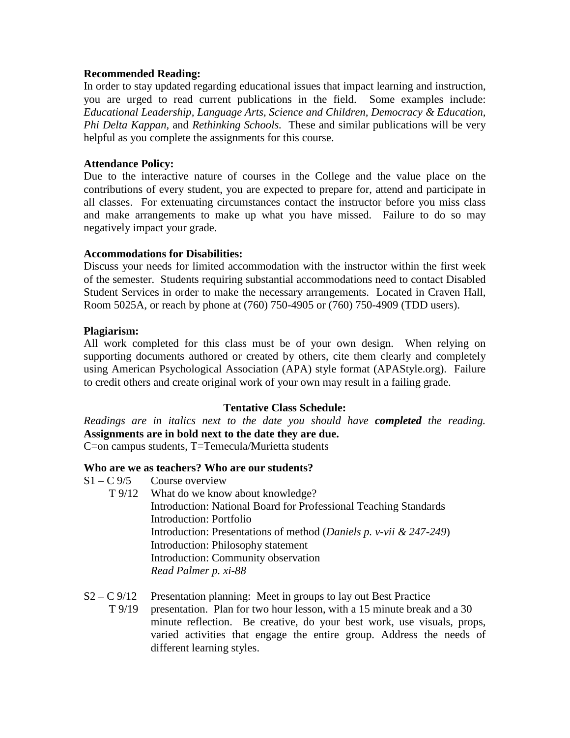**Recommended Reading:**
In order to stay updated regarding educational issues that impact learning and instruction, you are urged to read current publications in the field. Some examples include: *Educational Leadership, Language Arts, Science and Children, Democracy & Education, Phi Delta Kappan,* and *Rethinking Schools.* These and similar publications will be very helpful as you complete the assignments for this course.

**Attendance Policy:**
Due to the interactive nature of courses in the College and the value place on the contributions of every student, you are expected to prepare for, attend and participate in all classes. For extenuating circumstances contact the instructor before you miss class and make arrangements to make up what you have missed. Failure to do so may negatively impact your grade.

**Accommodations for Disabilities:**
Discuss your needs for limited accommodation with the instructor within the first week of the semester. Students requiring substantial accommodations need to contact Disabled Student Services in order to make the necessary arrangements. Located in Craven Hall, Room 5025A, or reach by phone at (760) 750-4905 or (760) 750-4909 (TDD users).

**Plagiarism:**
All work completed for this class must be of your own design. When relying on supporting documents authored or created by others, cite them clearly and completely using American Psychological Association (APA) style format (APAStyle.org). Failure to credit others and create original work of your own may result in a failing grade.

**Tentative Class Schedule:**

*Readings are in italics next to the date you should have* ***completed*** *the reading.* **Assignments are in bold next to the date they are due.**
C=on campus students, T=Temecula/Murietta students

**Who are we as teachers? Who are our students?**

S1 – C 9/5 Course overview
T 9/12 What do we know about knowledge?
Introduction: National Board for Professional Teaching Standards
Introduction: Portfolio
Introduction: Presentations of method (*Daniels p. v-vii & 247-249*)
Introduction: Philosophy statement
Introduction: Community observation
*Read Palmer p. xi-88*

S2 – C 9/12 Presentation planning: Meet in groups to lay out Best Practice
T 9/19 presentation. Plan for two hour lesson, with a 15 minute break and a 30 minute reflection. Be creative, do your best work, use visuals, props, varied activities that engage the entire group. Address the needs of different learning styles.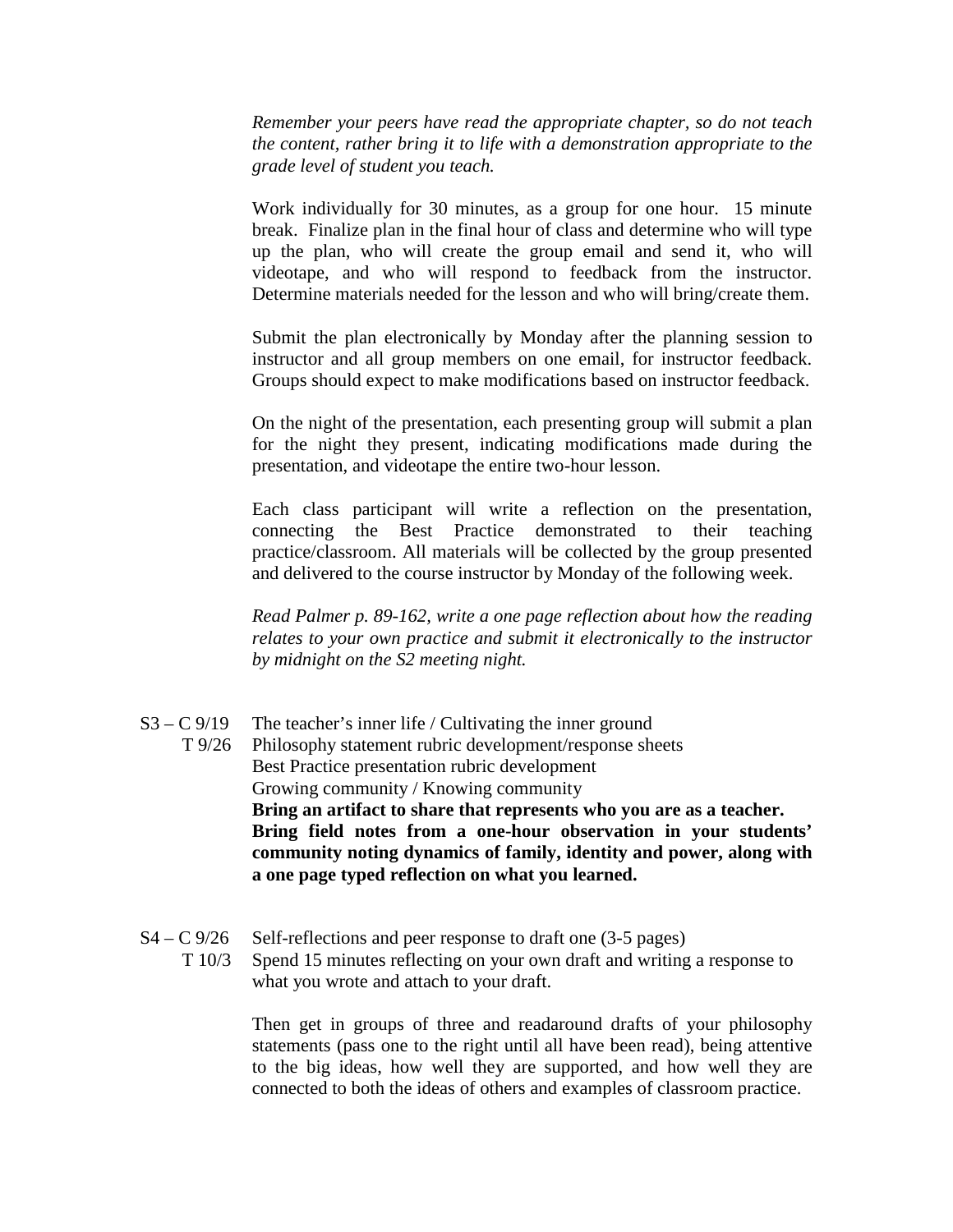*Remember your peers have read the appropriate chapter, so do not teach the content, rather bring it to life with a demonstration appropriate to the grade level of student you teach.*

Work individually for 30 minutes, as a group for one hour. 15 minute break. Finalize plan in the final hour of class and determine who will type up the plan, who will create the group email and send it, who will videotape, and who will respond to feedback from the instructor. Determine materials needed for the lesson and who will bring/create them.

Submit the plan electronically by Monday after the planning session to instructor and all group members on one email, for instructor feedback. Groups should expect to make modifications based on instructor feedback.

On the night of the presentation, each presenting group will submit a plan for the night they present, indicating modifications made during the presentation, and videotape the entire two-hour lesson.

Each class participant will write a reflection on the presentation, connecting the Best Practice demonstrated to their teaching practice/classroom. All materials will be collected by the group presented and delivered to the course instructor by Monday of the following week.

*Read Palmer p. 89-162, write a one page reflection about how the reading relates to your own practice and submit it electronically to the instructor by midnight on the S2 meeting night.*

S3 – C 9/19 The teacher's inner life / Cultivating the inner ground
T 9/26 Philosophy statement rubric development/response sheets
Best Practice presentation rubric development
Growing community / Knowing community
**Bring an artifact to share that represents who you are as a teacher.**
**Bring field notes from a one-hour observation in your students' community noting dynamics of family, identity and power, along with a one page typed reflection on what you learned.**

S4 – C 9/26 Self-reflections and peer response to draft one (3-5 pages)
T 10/3 Spend 15 minutes reflecting on your own draft and writing a response to what you wrote and attach to your draft.

Then get in groups of three and readaround drafts of your philosophy statements (pass one to the right until all have been read), being attentive to the big ideas, how well they are supported, and how well they are connected to both the ideas of others and examples of classroom practice.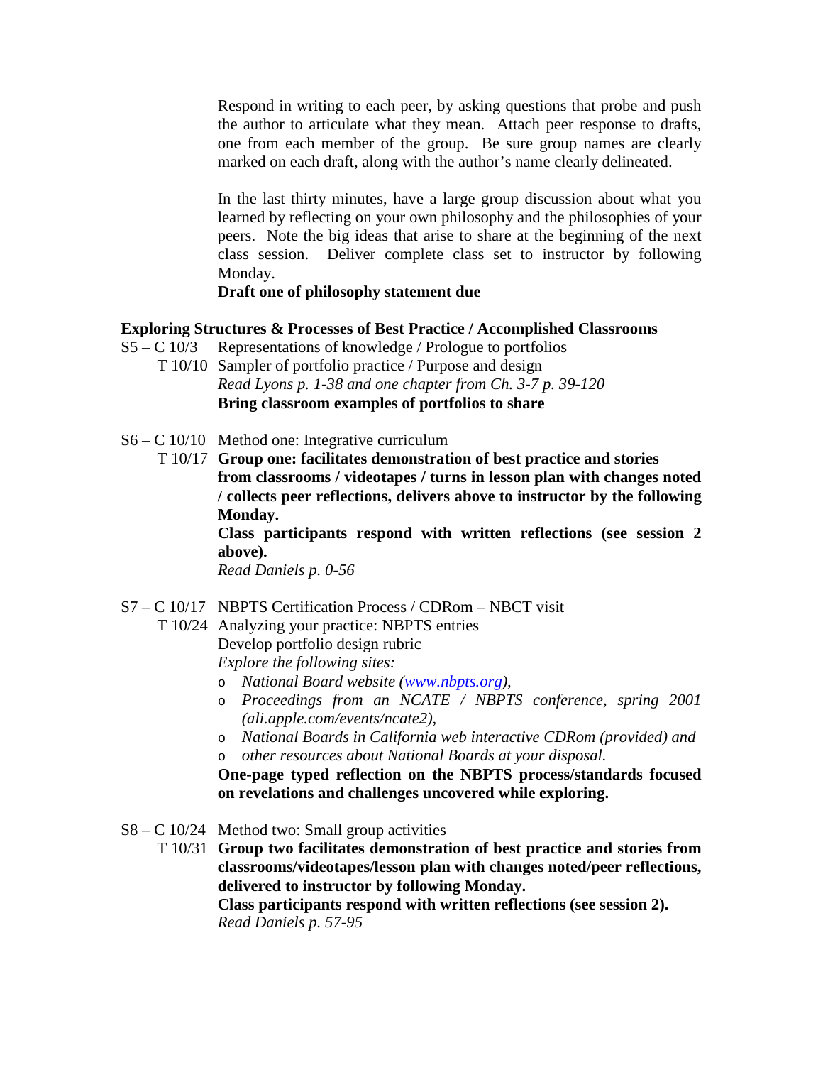Respond in writing to each peer, by asking questions that probe and push the author to articulate what they mean. Attach peer response to drafts, one from each member of the group. Be sure group names are clearly marked on each draft, along with the author's name clearly delineated.

In the last thirty minutes, have a large group discussion about what you learned by reflecting on your own philosophy and the philosophies of your peers. Note the big ideas that arise to share at the beginning of the next class session. Deliver complete class set to instructor by following Monday.

**Draft one of philosophy statement due**

**Exploring Structures & Processes of Best Practice / Accomplished Classrooms**

S5 – C 10/3 Representations of knowledge / Prologue to portfolios

T 10/10 Sampler of portfolio practice / Purpose and design

*Read Lyons p. 1-38 and one chapter from Ch. 3-7 p. 39-120*

**Bring classroom examples of portfolios to share**

S6 – C 10/10 Method one: Integrative curriculum

T 10/17 **Group one: facilitates demonstration of best practice and stories from classrooms / videotapes / turns in lesson plan with changes noted / collects peer reflections, delivers above to instructor by the following Monday.**

**Class participants respond with written reflections (see session 2 above).**

*Read Daniels p. 0-56*

S7 – C 10/17 NBPTS Certification Process / CDRom – NBCT visit

T 10/24 Analyzing your practice: NBPTS entries

Develop portfolio design rubric

*Explore the following sites:*

- *National Board website (www.nbpts.org),*
- *Proceedings from an NCATE / NBPTS conference, spring 2001 (ali.apple.com/events/ncate2),*
- *National Boards in California web interactive CDRom (provided) and*
- *other resources about National Boards at your disposal.*

**One-page typed reflection on the NBPTS process/standards focused on revelations and challenges uncovered while exploring.**

S8 – C 10/24 Method two: Small group activities

T 10/31 **Group two facilitates demonstration of best practice and stories from classrooms/videotapes/lesson plan with changes noted/peer reflections, delivered to instructor by following Monday.**

**Class participants respond with written reflections (see session 2).**

*Read Daniels p. 57-95*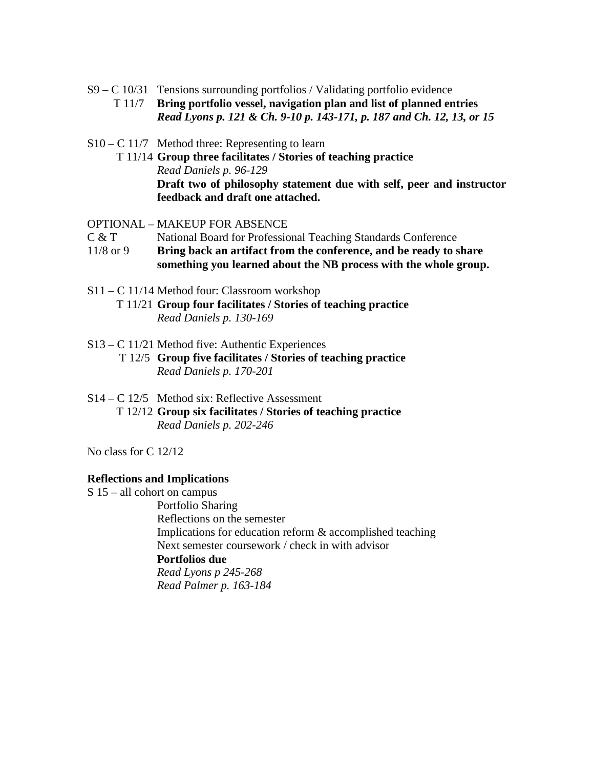S9 – C 10/31 Tensions surrounding portfolios / Validating portfolio evidence
T 11/7 **Bring portfolio vessel, navigation plan and list of planned entries**
***Read Lyons p. 121 & Ch. 9-10 p. 143-171, p. 187 and Ch. 12, 13, or 15***

S10 – C 11/7 Method three: Representing to learn
T 11/14 **Group three facilitates / Stories of teaching practice**
*Read Daniels p. 96-129*
**Draft two of philosophy statement due with self, peer and instructor feedback and draft one attached.**

OPTIONAL – MAKEUP FOR ABSENCE
C & T National Board for Professional Teaching Standards Conference
11/8 or 9 **Bring back an artifact from the conference, and be ready to share something you learned about the NB process with the whole group.**

S11 – C 11/14 Method four: Classroom workshop
T 11/21 **Group four facilitates / Stories of teaching practice**
*Read Daniels p. 130-169*

S13 – C 11/21 Method five: Authentic Experiences
T 12/5 **Group five facilitates / Stories of teaching practice**
*Read Daniels p. 170-201*

S14 – C 12/5 Method six: Reflective Assessment
T 12/12 **Group six facilitates / Stories of teaching practice**
*Read Daniels p. 202-246*

No class for C 12/12

**Reflections and Implications**

S 15 – all cohort on campus
Portfolio Sharing
Reflections on the semester
Implications for education reform & accomplished teaching
Next semester coursework / check in with advisor
**Portfolios due**
*Read Lyons p 245-268*
*Read Palmer p. 163-184*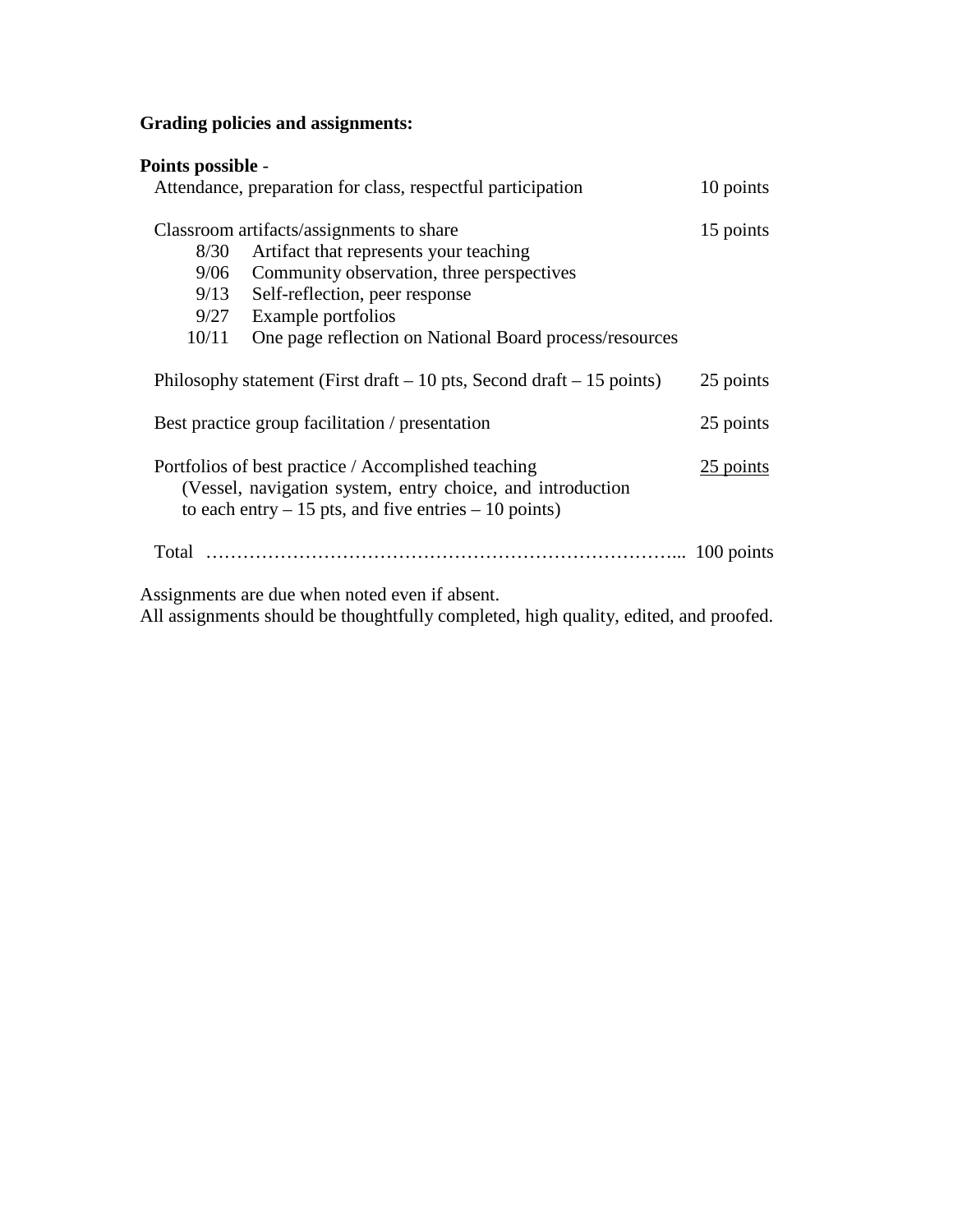**Grading policies and assignments:**

**Points possible** -

| | |
|---|---|
| Attendance, preparation for class, respectful participation | 10 points |
| Classroom artifacts/assignments to share<br>8/30 Artifact that represents your teaching<br>9/06 Community observation, three perspectives<br>9/13 Self-reflection, peer response<br>9/27 Example portfolios<br>10/11 One page reflection on National Board process/resources | 15 points |
| Philosophy statement (First draft – 10 pts, Second draft – 15 points) | 25 points |
| Best practice group facilitation / presentation | 25 points |
| Portfolios of best practice / Accomplished teaching<br>(Vessel, navigation system, entry choice, and introduction to each entry – 15 pts, and five entries – 10 points) | 25 points |
| Total | 100 points |

Assignments are due when noted even if absent.
All assignments should be thoughtfully completed, high quality, edited, and proofed.